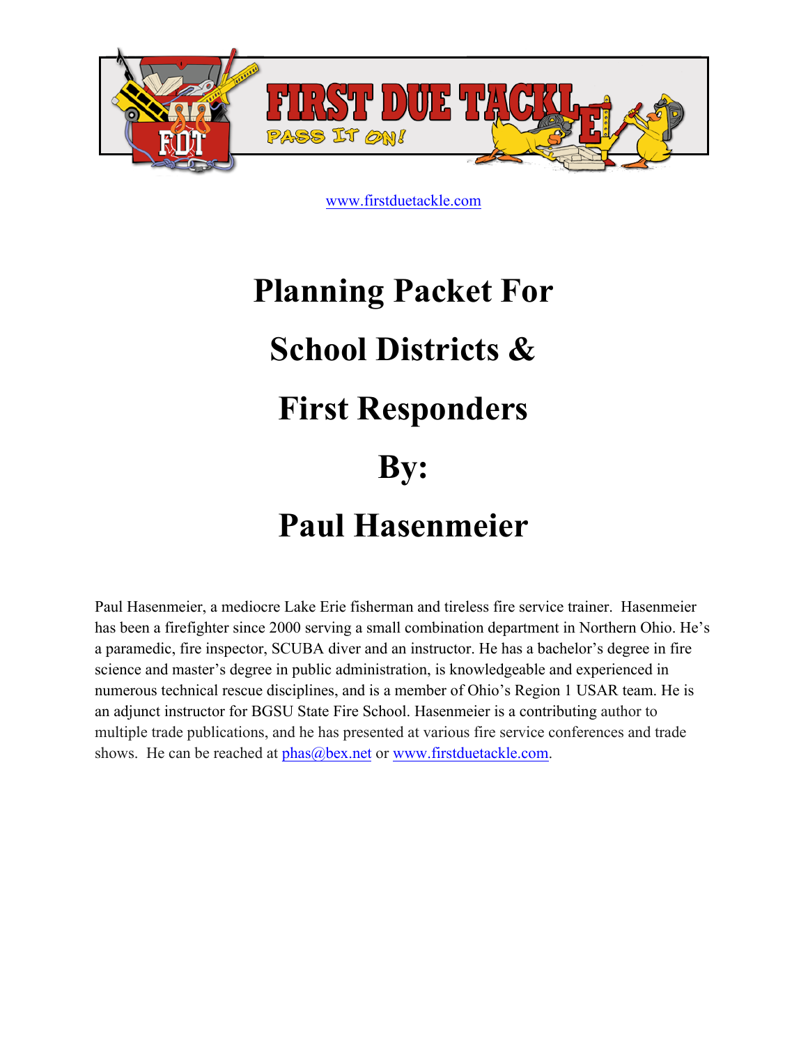FIRST DUE TACKLE

PASS IT ON!

www.firstduetackle.com

# Planning Packet For

# School Districts &

# First Responders

# By:

# Paul Hasenmeier

Paul Hasenmeier, a mediocre Lake Erie fisherman and tireless fire service trainer. Hasenmeier has been a firefighter since 2000 serving a small combination department in Northern Ohio. He's a paramedic, fire inspector, SCUBA diver and an instructor. He has a bachelor's degree in fire science and master's degree in public administration, is knowledgeable and experienced in numerous technical rescue disciplines, and is a member of Ohio's Region 1 USAR team. He is an adjunct instructor for BGSU State Fire School. Hasenmeier is a contributing author to multiple trade publications, and he has presented at various fire service conferences and trade shows. He can be reached at phas@bex.net or www.firstduetackle.com.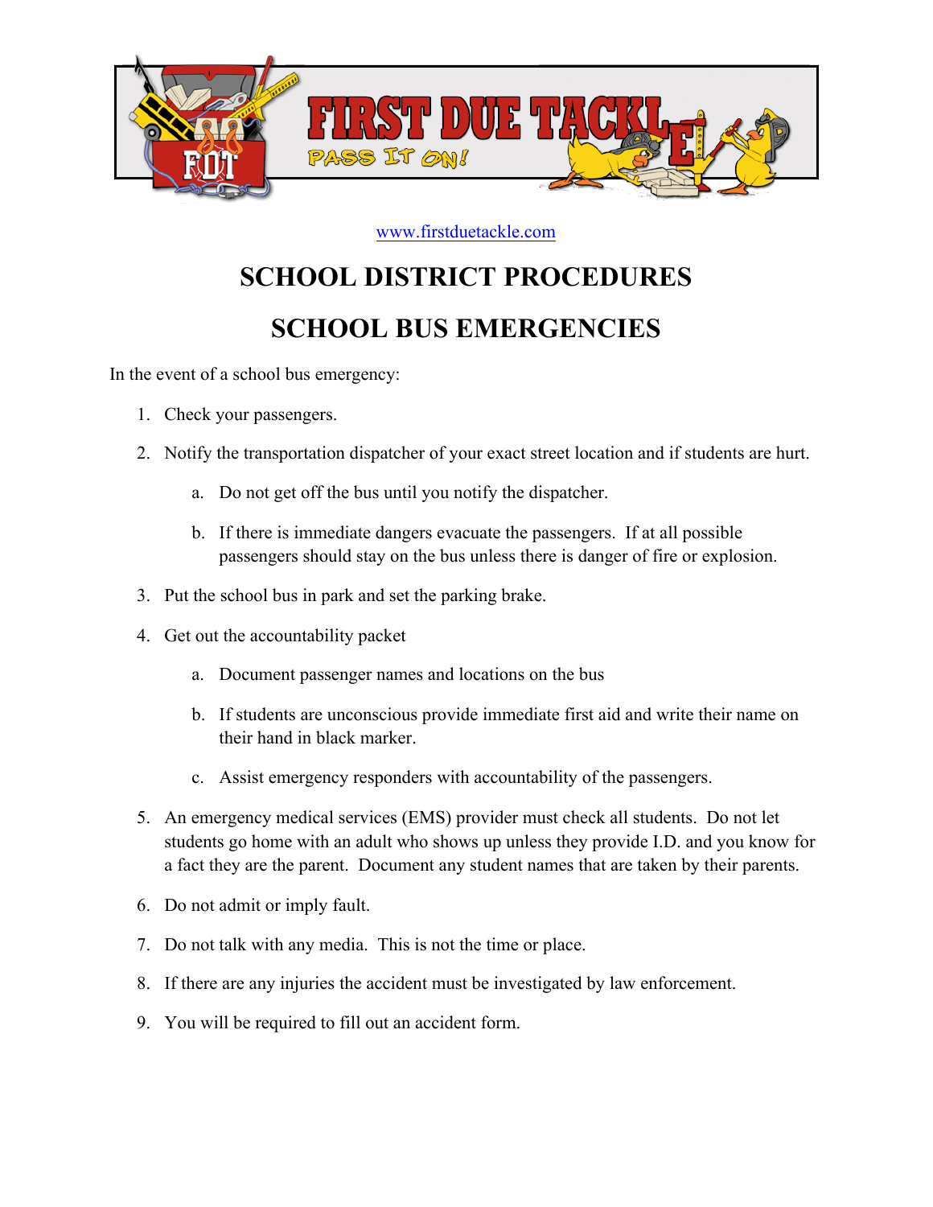www.firstduetackle.com

# SCHOOL DISTRICT PROCEDURES

# SCHOOL BUS EMERGENCIES

In the event of a school bus emergency:

1. Check your passengers.
2. Notify the transportation dispatcher of your exact street location and if students are hurt.
   a. Do not get off the bus until you notify the dispatcher.
   b. If there is immediate dangers evacuate the passengers. If at all possible passengers should stay on the bus unless there is danger of fire or explosion.
3. Put the school bus in park and set the parking brake.
4. Get out the accountability packet
   a. Document passenger names and locations on the bus
   b. If students are unconscious provide immediate first aid and write their name on their hand in black marker.
   c. Assist emergency responders with accountability of the passengers.
5. An emergency medical services (EMS) provider must check all students. Do not let students go home with an adult who shows up unless they provide I.D. and you know for a fact they are the parent. Document any student names that are taken by their parents.
6. Do not admit or imply fault.
7. Do not talk with any media. This is not the time or place.
8. If there are any injuries the accident must be investigated by law enforcement.
9. You will be required to fill out an accident form.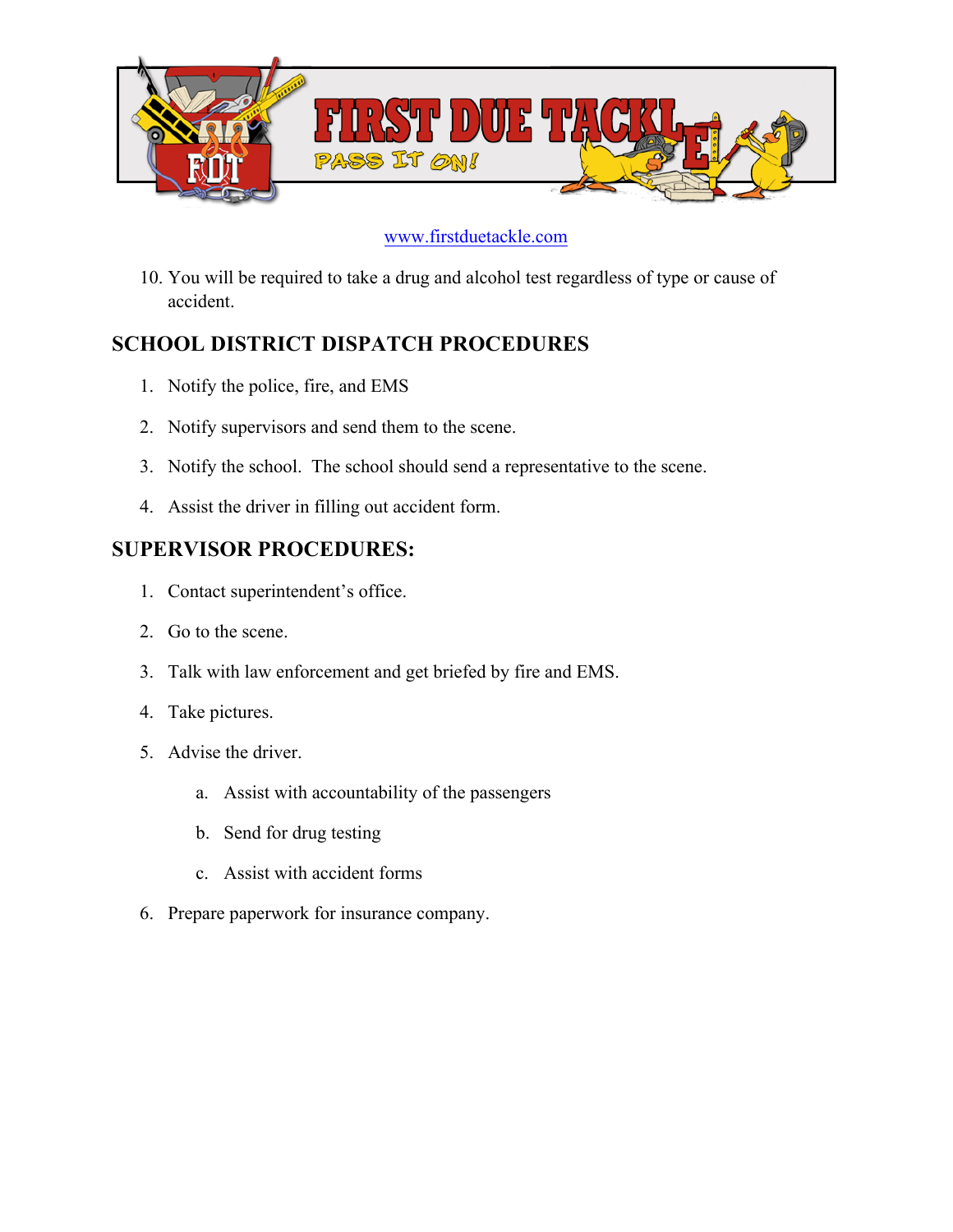10. You will be required to take a drug and alcohol test regardless of type or cause of accident.

## SCHOOL DISTRICT DISPATCH PROCEDURES

1. Notify the police, fire, and EMS
2. Notify supervisors and send them to the scene.
3. Notify the school. The school should send a representative to the scene.
4. Assist the driver in filling out accident form.

## SUPERVISOR PROCEDURES:

1. Contact superintendent's office.
2. Go to the scene.
3. Talk with law enforcement and get briefed by fire and EMS.
4. Take pictures.
5. Advise the driver.
   a. Assist with accountability of the passengers
   b. Send for drug testing
   c. Assist with accident forms
6. Prepare paperwork for insurance company.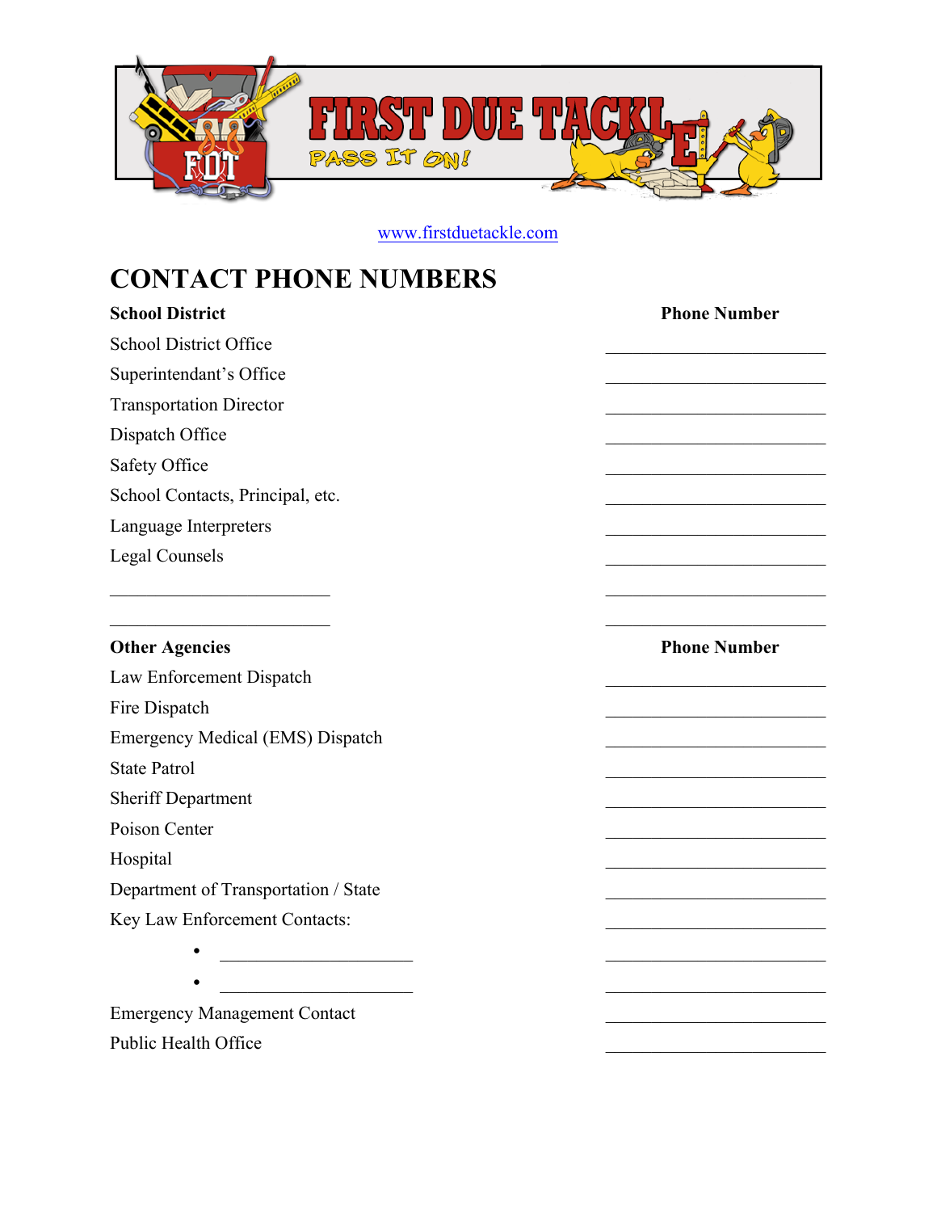www.firstduetackle.com

# CONTACT PHONE NUMBERS

| School District | Phone Number |
| --- | --- |
| School District Office | ______________ |
| Superintendant's Office | ______________ |
| Transportation Director | ______________ |
| Dispatch Office | ______________ |
| Safety Office | ______________ |
| School Contacts, Principal, etc. | ______________ |
| Language Interpreters | ______________ |
| Legal Counsels | ______________ |
| ______________ | ______________ |
| ______________ | ______________ |

| Other Agencies | Phone Number |
| --- | --- |
| Law Enforcement Dispatch | ______________ |
| Fire Dispatch | ______________ |
| Emergency Medical (EMS) Dispatch | ______________ |
| State Patrol | ______________ |
| Sheriff Department | ______________ |
| Poison Center | ______________ |
| Hospital | ______________ |
| Department of Transportation / State | ______________ |
| Key Law Enforcement Contacts: | ______________ |
| • ______________ | ______________ |
| • ______________ | ______________ |
| Emergency Management Contact | ______________ |
| Public Health Office | ______________ |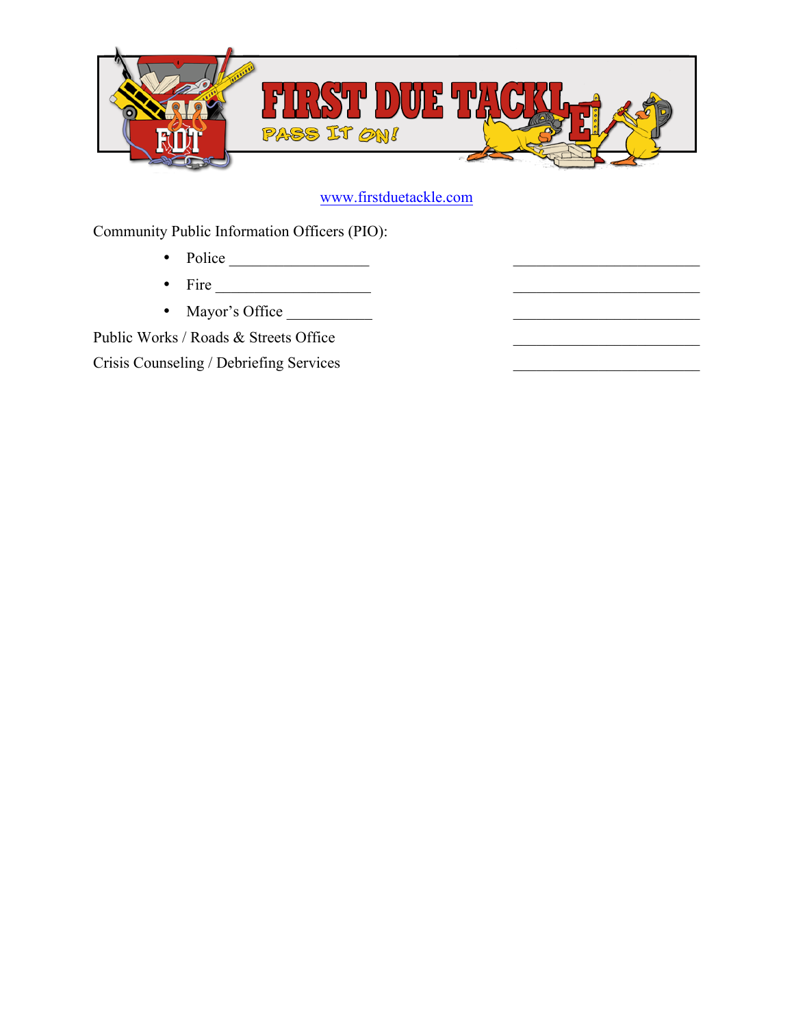www.firstduetackle.com

Community Public Information Officers (PIO):

- Police ___________________ ___________________________
- Fire _____________________ ___________________________
- Mayor's Office ____________ ___________________________

Public Works / Roads & Streets Office ___________________________

Crisis Counseling / Debriefing Services ___________________________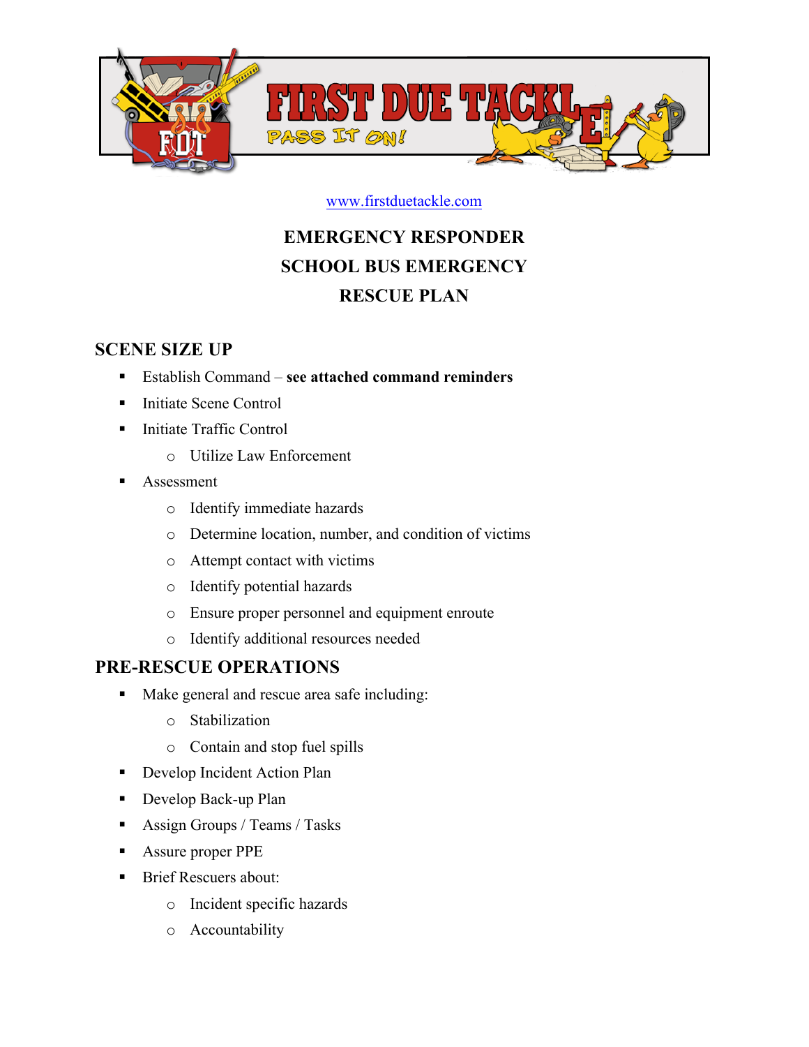www.firstduetackle.com

# EMERGENCY RESPONDER SCHOOL BUS EMERGENCY RESCUE PLAN

## SCENE SIZE UP

- Establish Command – **see attached command reminders**
- Initiate Scene Control
- Initiate Traffic Control
  - Utilize Law Enforcement
- Assessment
  - Identify immediate hazards
  - Determine location, number, and condition of victims
  - Attempt contact with victims
  - Identify potential hazards
  - Ensure proper personnel and equipment enroute
  - Identify additional resources needed

## PRE-RESCUE OPERATIONS

- Make general and rescue area safe including:
  - Stabilization
  - Contain and stop fuel spills
- Develop Incident Action Plan
- Develop Back-up Plan
- Assign Groups / Teams / Tasks
- Assure proper PPE
- Brief Rescuers about:
  - Incident specific hazards
  - Accountability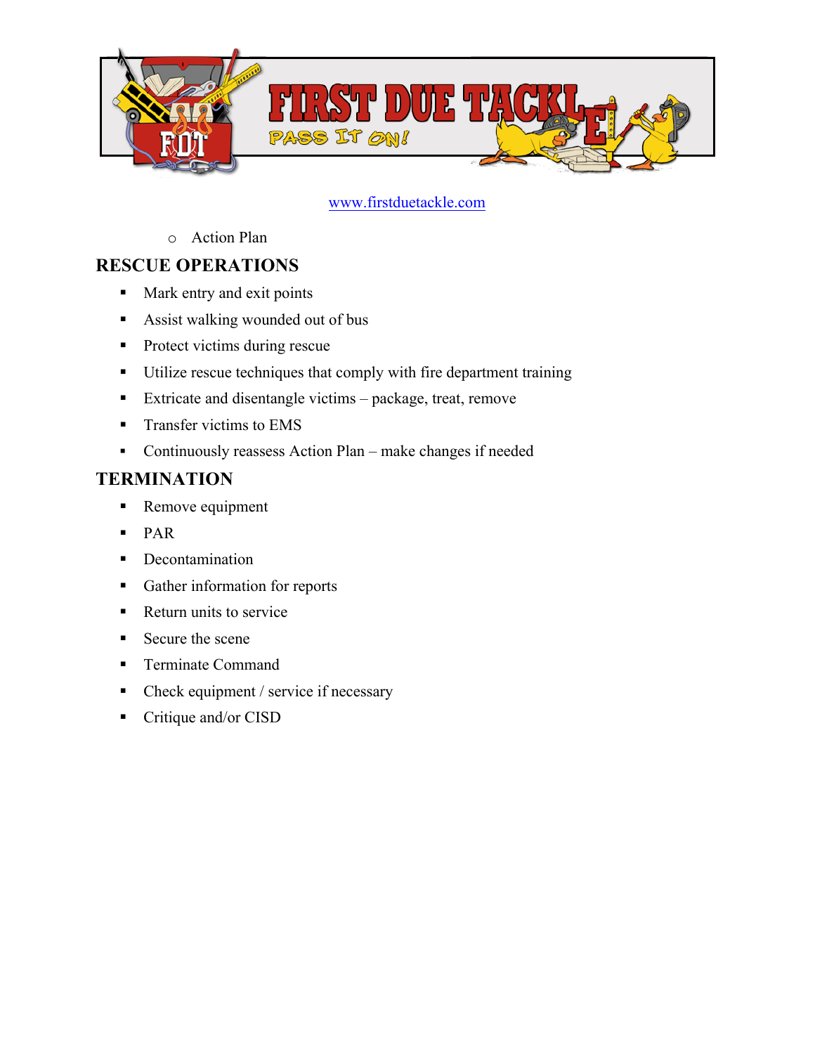www.firstduetackle.com

- Action Plan

## RESCUE OPERATIONS

- Mark entry and exit points
- Assist walking wounded out of bus
- Protect victims during rescue
- Utilize rescue techniques that comply with fire department training
- Extricate and disentangle victims – package, treat, remove
- Transfer victims to EMS
- Continuously reassess Action Plan – make changes if needed

## TERMINATION

- Remove equipment
- PAR
- Decontamination
- Gather information for reports
- Return units to service
- Secure the scene
- Terminate Command
- Check equipment / service if necessary
- Critique and/or CISD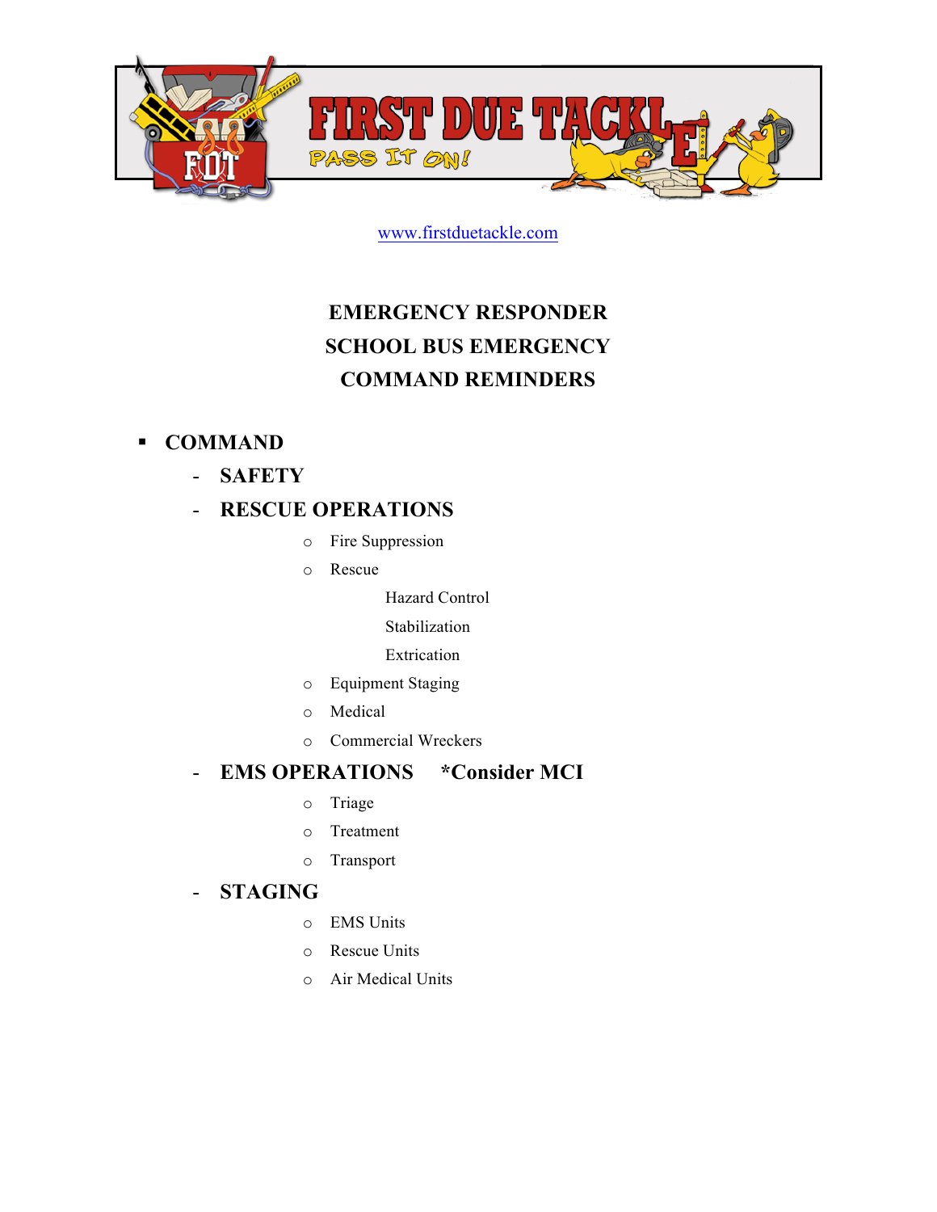www.firstduetackle.com

# EMERGENCY RESPONDER SCHOOL BUS EMERGENCY COMMAND REMINDERS

- **COMMAND**
  - **SAFETY**
  - **RESCUE OPERATIONS**
    - Fire Suppression
    - Rescue
      - Hazard Control
      - Stabilization
      - Extrication
    - Equipment Staging
    - Medical
    - Commercial Wreckers
  - **EMS OPERATIONS** **\*Consider MCI**
    - Triage
    - Treatment
    - Transport
  - **STAGING**
    - EMS Units
    - Rescue Units
    - Air Medical Units